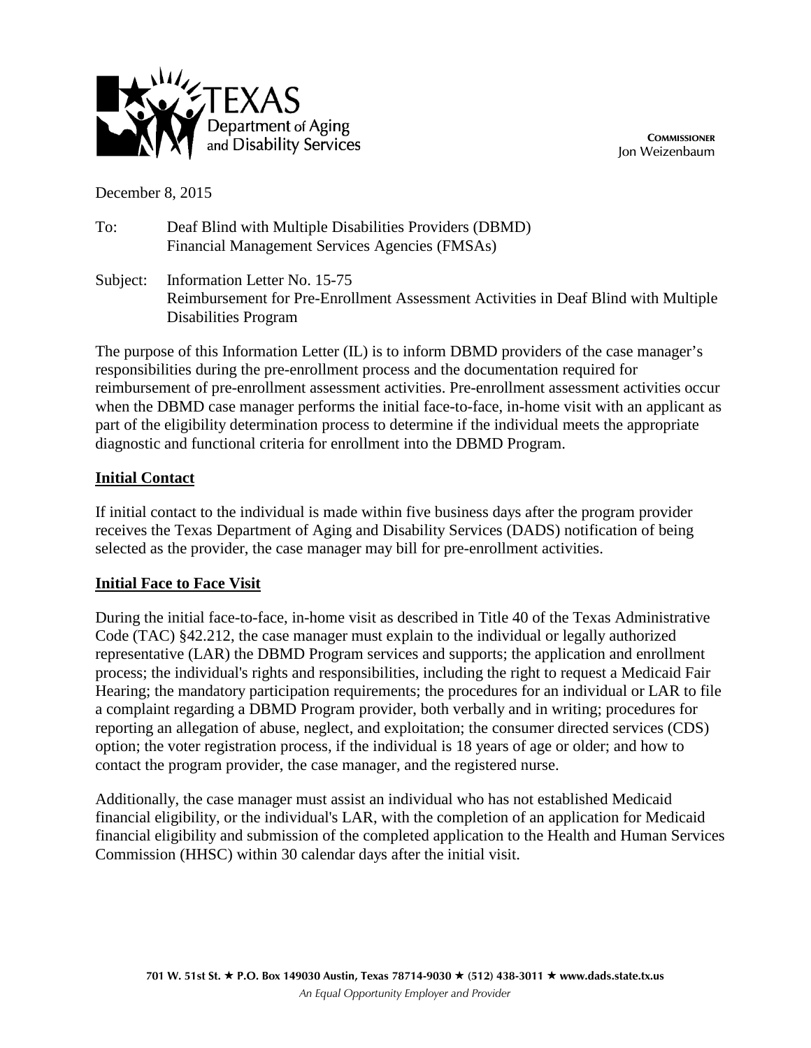TEXAS
Department of Aging and Disability Services

**COMMISSIONER**
Jon Weizenbaum

December 8, 2015

To: Deaf Blind with Multiple Disabilities Providers (DBMD)
Financial Management Services Agencies (FMSAs)

Subject: Information Letter No. 15-75
Reimbursement for Pre-Enrollment Assessment Activities in Deaf Blind with Multiple Disabilities Program

The purpose of this Information Letter (IL) is to inform DBMD providers of the case manager's responsibilities during the pre-enrollment process and the documentation required for reimbursement of pre-enrollment assessment activities. Pre-enrollment assessment activities occur when the DBMD case manager performs the initial face-to-face, in-home visit with an applicant as part of the eligibility determination process to determine if the individual meets the appropriate diagnostic and functional criteria for enrollment into the DBMD Program.

**Initial Contact**

If initial contact to the individual is made within five business days after the program provider receives the Texas Department of Aging and Disability Services (DADS) notification of being selected as the provider, the case manager may bill for pre-enrollment activities.

**Initial Face to Face Visit**

During the initial face-to-face, in-home visit as described in Title 40 of the Texas Administrative Code (TAC) §42.212, the case manager must explain to the individual or legally authorized representative (LAR) the DBMD Program services and supports; the application and enrollment process; the individual's rights and responsibilities, including the right to request a Medicaid Fair Hearing; the mandatory participation requirements; the procedures for an individual or LAR to file a complaint regarding a DBMD Program provider, both verbally and in writing; procedures for reporting an allegation of abuse, neglect, and exploitation; the consumer directed services (CDS) option; the voter registration process, if the individual is 18 years of age or older; and how to contact the program provider, the case manager, and the registered nurse.

Additionally, the case manager must assist an individual who has not established Medicaid financial eligibility, or the individual's LAR, with the completion of an application for Medicaid financial eligibility and submission of the completed application to the Health and Human Services Commission (HHSC) within 30 calendar days after the initial visit.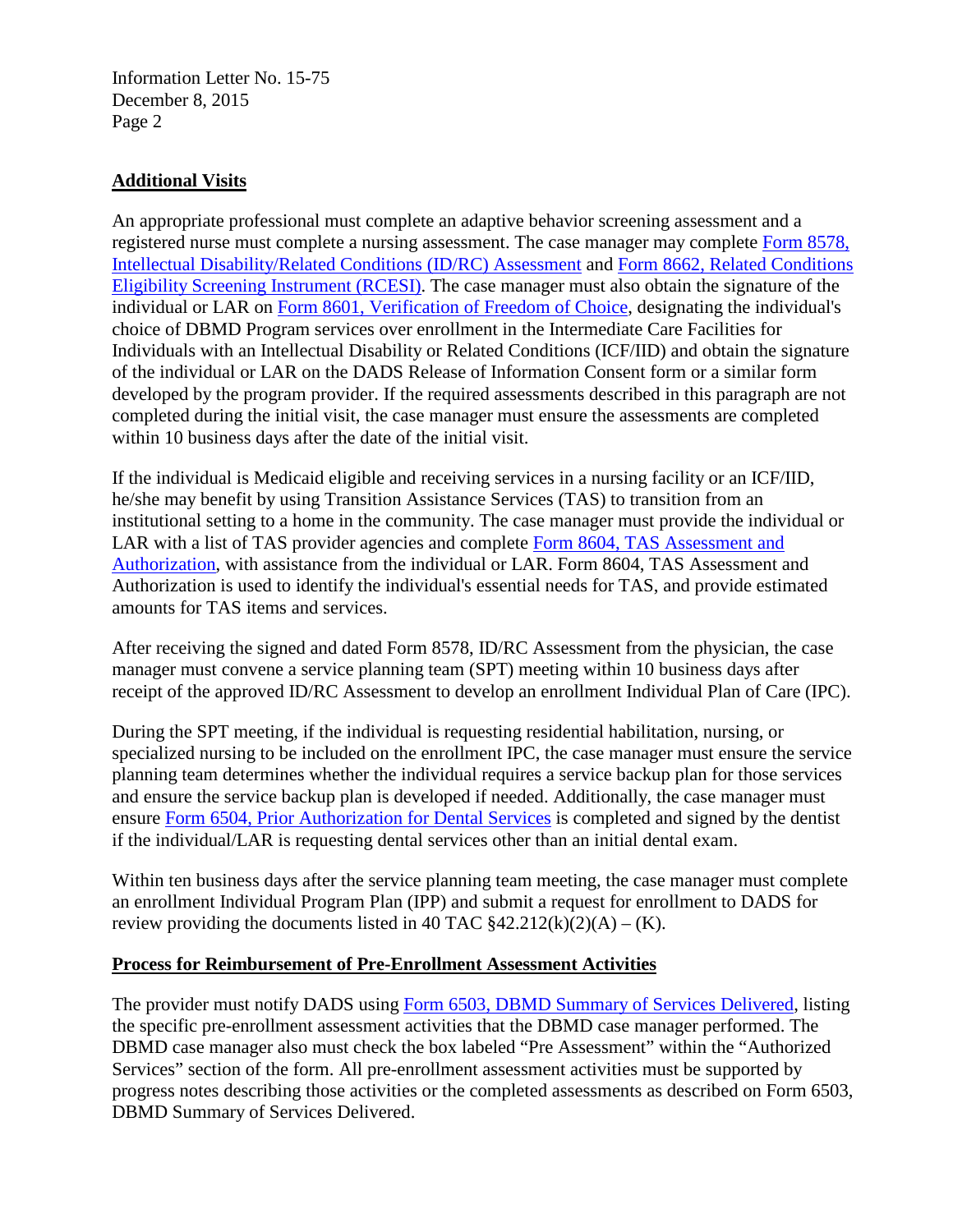## Additional Visits

An appropriate professional must complete an adaptive behavior screening assessment and a registered nurse must complete a nursing assessment. The case manager may complete Form 8578, Intellectual Disability/Related Conditions (ID/RC) Assessment and Form 8662, Related Conditions Eligibility Screening Instrument (RCESI). The case manager must also obtain the signature of the individual or LAR on Form 8601, Verification of Freedom of Choice, designating the individual's choice of DBMD Program services over enrollment in the Intermediate Care Facilities for Individuals with an Intellectual Disability or Related Conditions (ICF/IID) and obtain the signature of the individual or LAR on the DADS Release of Information Consent form or a similar form developed by the program provider. If the required assessments described in this paragraph are not completed during the initial visit, the case manager must ensure the assessments are completed within 10 business days after the date of the initial visit.

If the individual is Medicaid eligible and receiving services in a nursing facility or an ICF/IID, he/she may benefit by using Transition Assistance Services (TAS) to transition from an institutional setting to a home in the community. The case manager must provide the individual or LAR with a list of TAS provider agencies and complete Form 8604, TAS Assessment and Authorization, with assistance from the individual or LAR. Form 8604, TAS Assessment and Authorization is used to identify the individual's essential needs for TAS, and provide estimated amounts for TAS items and services.

After receiving the signed and dated Form 8578, ID/RC Assessment from the physician, the case manager must convene a service planning team (SPT) meeting within 10 business days after receipt of the approved ID/RC Assessment to develop an enrollment Individual Plan of Care (IPC).

During the SPT meeting, if the individual is requesting residential habilitation, nursing, or specialized nursing to be included on the enrollment IPC, the case manager must ensure the service planning team determines whether the individual requires a service backup plan for those services and ensure the service backup plan is developed if needed. Additionally, the case manager must ensure Form 6504, Prior Authorization for Dental Services is completed and signed by the dentist if the individual/LAR is requesting dental services other than an initial dental exam.

Within ten business days after the service planning team meeting, the case manager must complete an enrollment Individual Program Plan (IPP) and submit a request for enrollment to DADS for review providing the documents listed in 40 TAC §42.212(k)(2)(A) – (K).

## Process for Reimbursement of Pre-Enrollment Assessment Activities

The provider must notify DADS using Form 6503, DBMD Summary of Services Delivered, listing the specific pre-enrollment assessment activities that the DBMD case manager performed. The DBMD case manager also must check the box labeled "Pre Assessment" within the "Authorized Services" section of the form. All pre-enrollment assessment activities must be supported by progress notes describing those activities or the completed assessments as described on Form 6503, DBMD Summary of Services Delivered.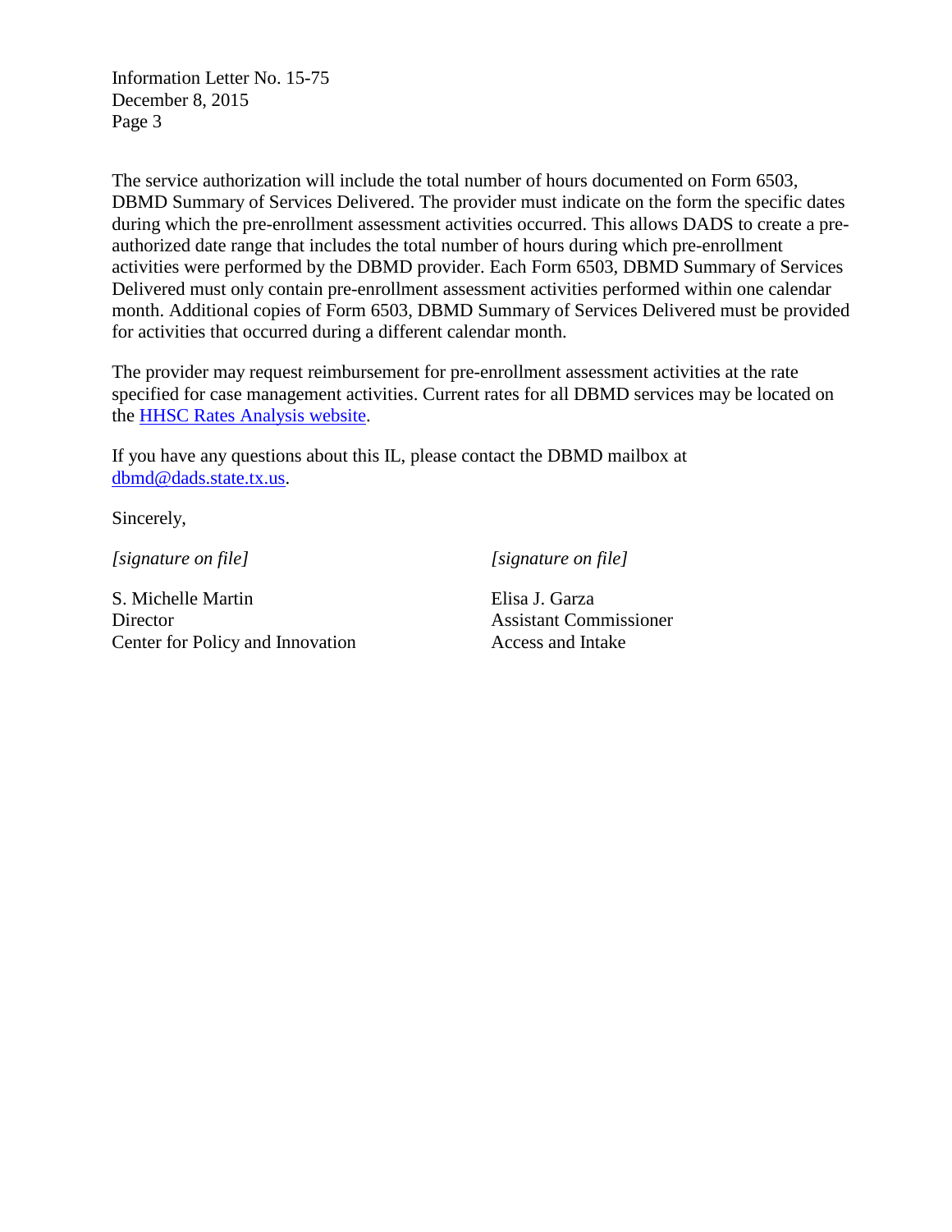The service authorization will include the total number of hours documented on Form 6503, DBMD Summary of Services Delivered. The provider must indicate on the form the specific dates during which the pre-enrollment assessment activities occurred. This allows DADS to create a pre-authorized date range that includes the total number of hours during which pre-enrollment activities were performed by the DBMD provider. Each Form 6503, DBMD Summary of Services Delivered must only contain pre-enrollment assessment activities performed within one calendar month. Additional copies of Form 6503, DBMD Summary of Services Delivered must be provided for activities that occurred during a different calendar month.

The provider may request reimbursement for pre-enrollment assessment activities at the rate specified for case management activities. Current rates for all DBMD services may be located on the HHSC Rates Analysis website.

If you have any questions about this IL, please contact the DBMD mailbox at dbmd@dads.state.tx.us.

Sincerely,

*[signature on file]*

S. Michelle Martin
Director
Center for Policy and Innovation

*[signature on file]*

Elisa J. Garza
Assistant Commissioner
Access and Intake